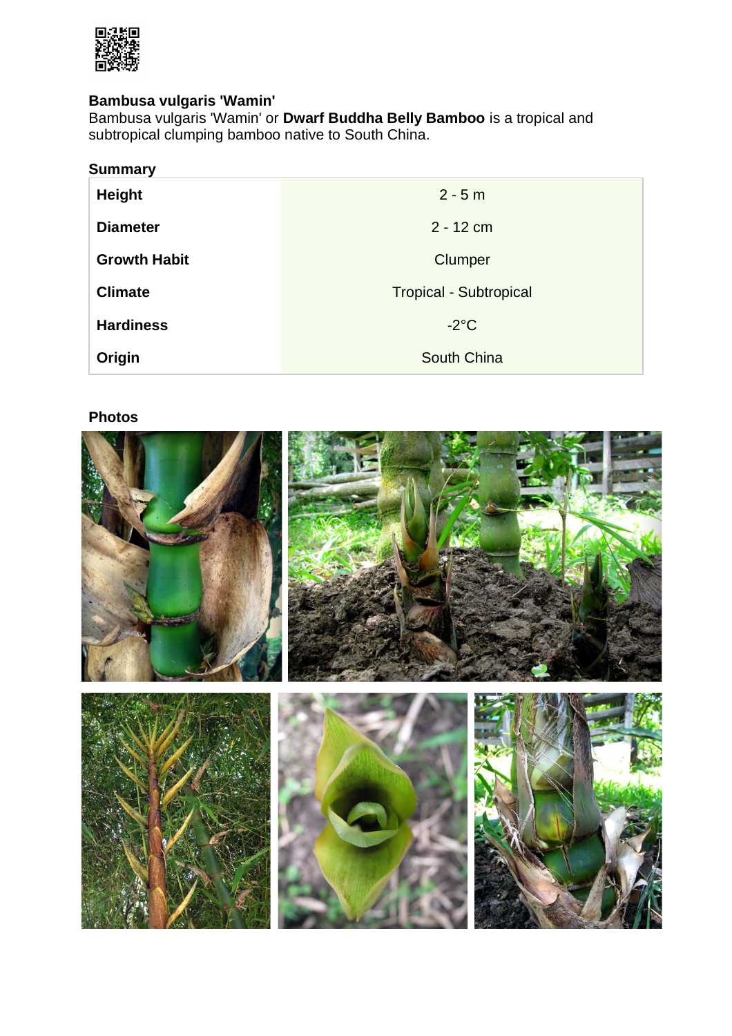## Bambusa vulgaris 'Wamin'

Bambusa vulgaris 'Wamin' or **Dwarf Buddha Belly Bamboo** is a tropical and subtropical clumping bamboo native to South China.

### Summary

| | |
|---|---|
| **Height** | 2 - 5 m |
| **Diameter** | 2 - 12 cm |
| **Growth Habit** | Clumper |
| **Climate** | Tropical - Subtropical |
| **Hardiness** | -2°C |
| **Origin** | South China |

### Photos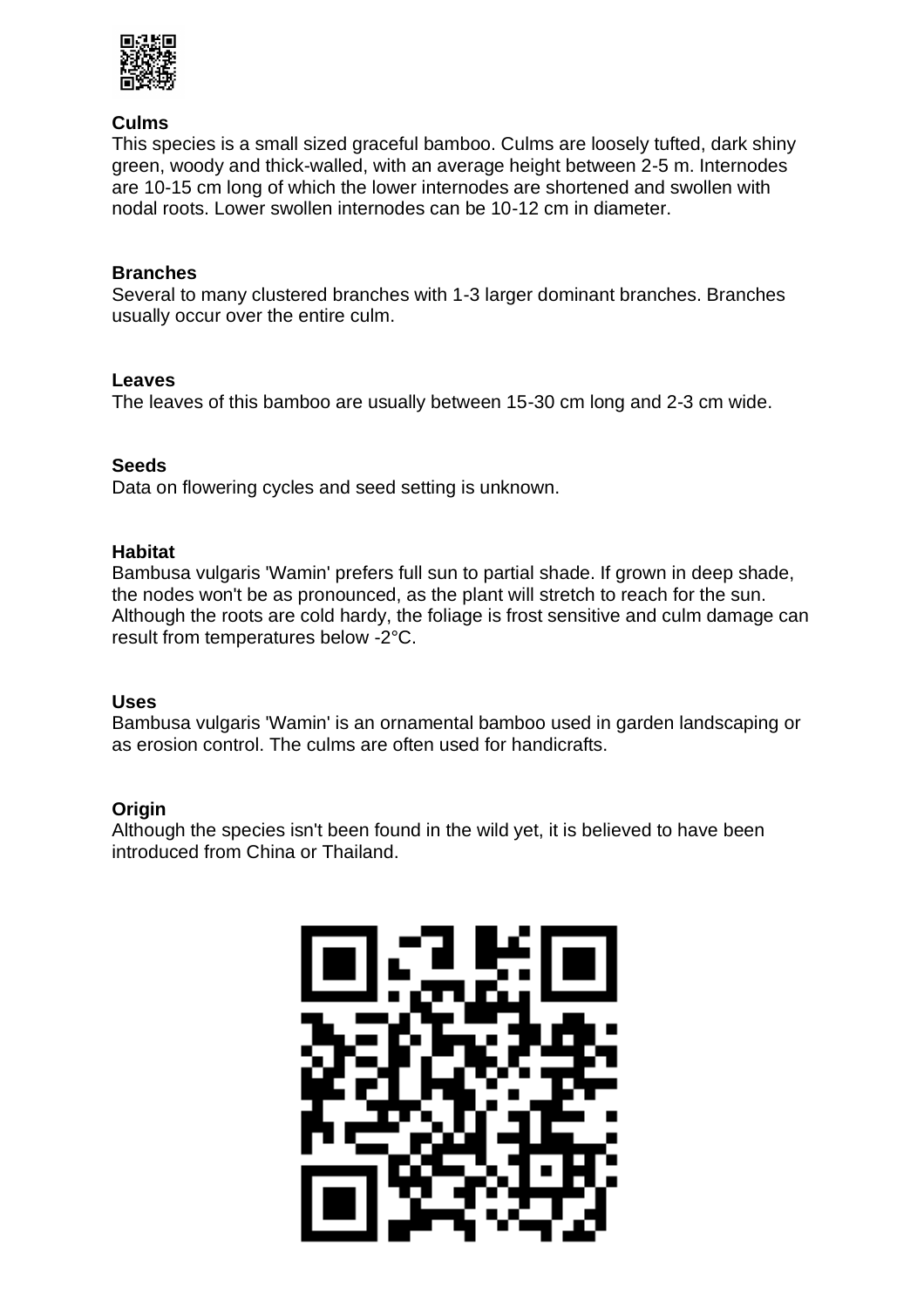**Culms**

This species is a small sized graceful bamboo. Culms are loosely tufted, dark shiny green, woody and thick-walled, with an average height between 2-5 m. Internodes are 10-15 cm long of which the lower internodes are shortened and swollen with nodal roots. Lower swollen internodes can be 10-12 cm in diameter.

**Branches**

Several to many clustered branches with 1-3 larger dominant branches. Branches usually occur over the entire culm.

**Leaves**

The leaves of this bamboo are usually between 15-30 cm long and 2-3 cm wide.

**Seeds**

Data on flowering cycles and seed setting is unknown.

**Habitat**

Bambusa vulgaris 'Wamin' prefers full sun to partial shade. If grown in deep shade, the nodes won't be as pronounced, as the plant will stretch to reach for the sun. Although the roots are cold hardy, the foliage is frost sensitive and culm damage can result from temperatures below -2°C.

**Uses**

Bambusa vulgaris 'Wamin' is an ornamental bamboo used in garden landscaping or as erosion control. The culms are often used for handicrafts.

**Origin**

Although the species isn't been found in the wild yet, it is believed to have been introduced from China or Thailand.